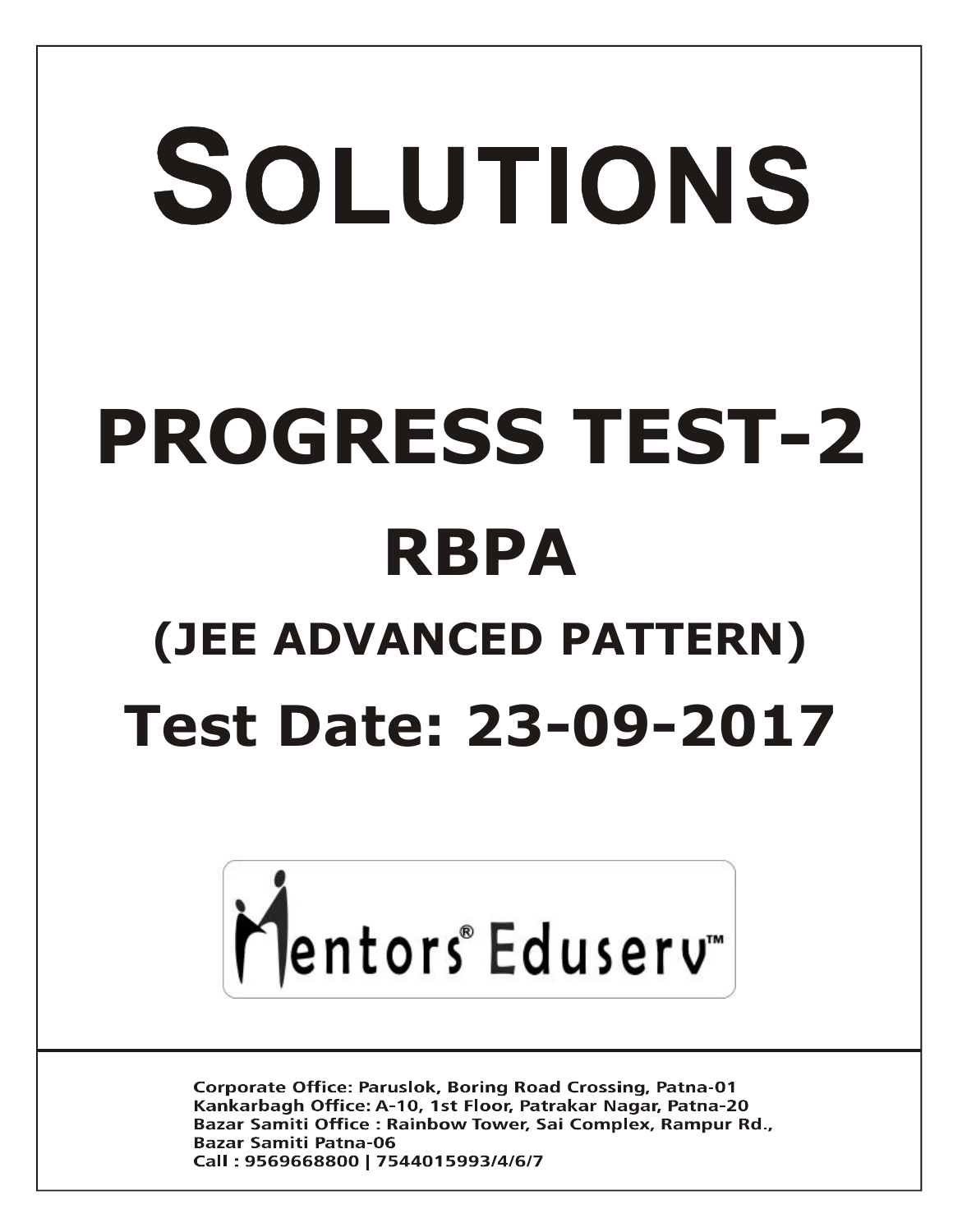# SOLUTIONS

# PROGRESS TEST-2

# RBPA

## (JEE ADVANCED PATTERN)

## Test Date: 23-09-2017

Mentors® Eduserv™

**Corporate Office: Paruslok, Boring Road Crossing, Patna-01**
**Kankarbagh Office: A-10, 1st Floor, Patrakar Nagar, Patna-20**
**Bazar Samiti Office : Rainbow Tower, Sai Complex, Rampur Rd., Bazar Samiti Patna-06**
**Call : 9569668800 | 7544015993/4/6/7**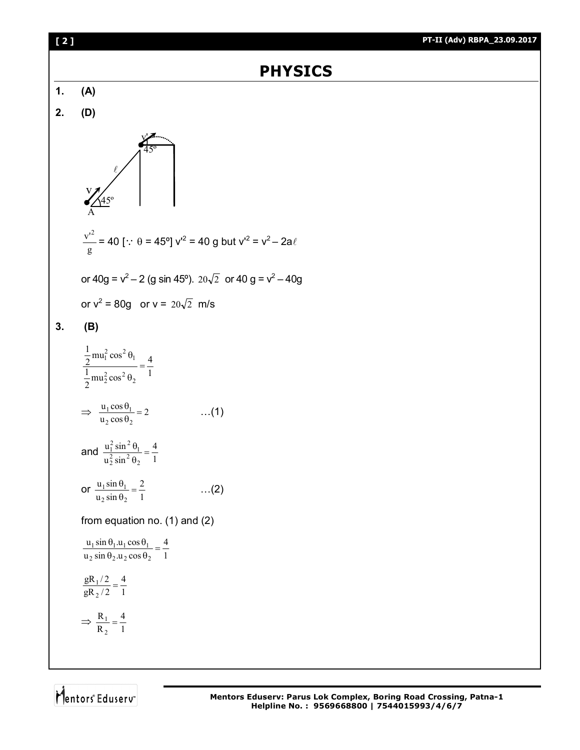# PHYSICS

**1.** **(A)**

**2.** **(D)**

$\frac{v'^2}{g} = 40$ [$\because$ $\theta = 45^o$] $v'^2 = 40$ g but $v'^2 = v^2 - 2a\ell$

or $40g = v^2 - 2$ ($g \sin 45^o$). $20\sqrt{2}$ or $40$ g $= v^2 - 40g$

or $v^2 = 80g$ or $v = 20\sqrt{2}$ m/s

**3.** **(B)**

$$\frac{\frac{1}{2}mu_1^2\cos^2\theta_1}{\frac{1}{2}mu_2^2\cos^2\theta_2} = \frac{4}{1}$$

$$\Rightarrow \frac{u_1\cos\theta_1}{u_2\cos\theta_2} = 2 \quad \ldots(1)$$

and $\frac{u_1^2\sin^2\theta_1}{u_2^2\sin^2\theta_2} = \frac{4}{1}$

or $\frac{u_1\sin\theta_1}{u_2\sin\theta_2} = \frac{2}{1} \quad \ldots(2)$

from equation no. (1) and (2)

$$\frac{u_1\sin\theta_1.u_1\cos\theta_1}{u_2\sin\theta_2.u_2\cos\theta_2} = \frac{4}{1}$$

$$\frac{gR_1/2}{gR_2/2} = \frac{4}{1}$$

$$\Rightarrow \frac{R_1}{R_2} = \frac{4}{1}$$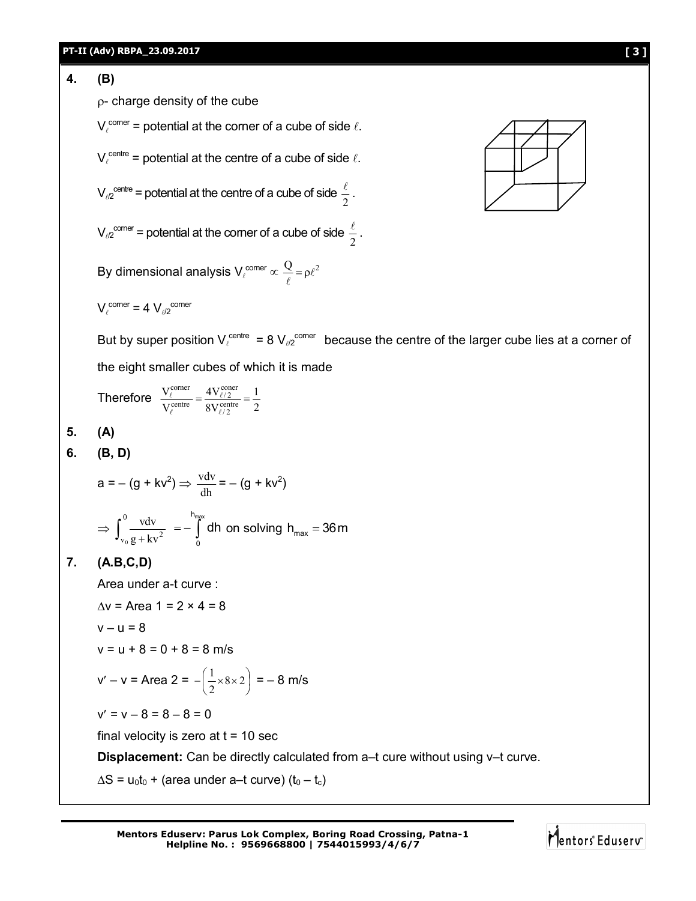**4.** **(B)**

ρ- charge density of the cube

$V_\ell^{corner}$ = potential at the corner of a cube of side $\ell$.

$V_\ell^{centre}$ = potential at the centre of a cube of side $\ell$.

$V_{\ell/2}^{centre}$ = potential at the centre of a cube of side $\frac{\ell}{2}$.

$V_{\ell/2}^{corner}$ = potential at the corner of a cube of side $\frac{\ell}{2}$.

By dimensional analysis $V_\ell^{corner} \propto \frac{Q}{\ell} = \rho\ell^2$

$V_\ell^{corner} = 4\, V_{\ell/2}^{corner}$

But by super position $V_\ell^{centre} = 8\, V_{\ell/2}^{corner}$ because the centre of the larger cube lies at a corner of the eight smaller cubes of which it is made

Therefore $\frac{V_\ell^{corner}}{V_\ell^{centre}} = \frac{4V_{\ell/2}^{coner}}{8V_{\ell/2}^{centre}} = \frac{1}{2}$

**5.** **(A)**

**6.** **(B, D)**

$a = -(g + kv^2) \Rightarrow \frac{vdv}{dh} = -(g + kv^2)$

$\Rightarrow \int_{v_0}^{0} \frac{vdv}{g + kv^2} = -\int_0^{h_{max}} dh$ on solving $h_{max} = 36\,m$

**7.** **(A.B,C,D)**

Area under a-t curve :

$\Delta v$ = Area 1 = 2 × 4 = 8

v – u = 8

v = u + 8 = 0 + 8 = 8 m/s

$v' - v$ = Area 2 = $-\left(\frac{1}{2}\times 8\times 2\right)$ = – 8 m/s

$v' = v - 8 = 8 - 8 = 0$

final velocity is zero at t = 10 sec

**Displacement:** Can be directly calculated from a–t cure without using v–t curve.

$\Delta S = u_0t_0$ + (area under a–t curve) $(t_0 - t_c)$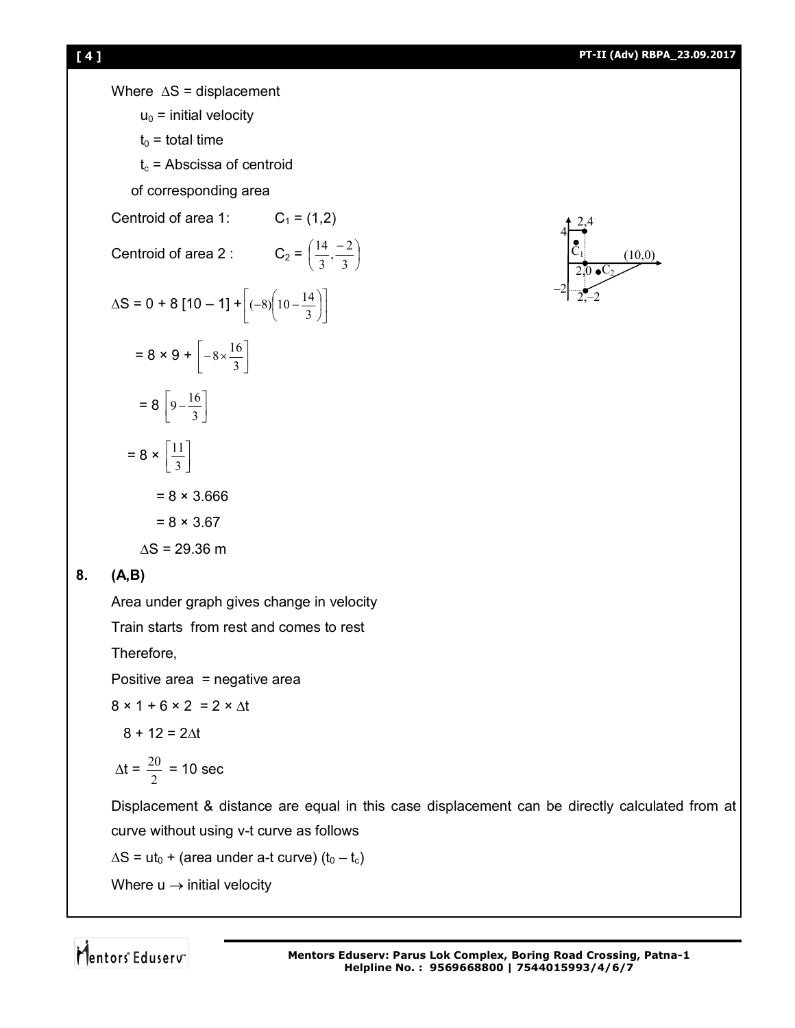Where $\Delta S$ = displacement

$u_0$ = initial velocity

$t_0$ = total time

$t_c$ = Abscissa of centroid of corresponding area

Centroid of area 1: $C_1 = (1,2)$

Centroid of area 2 : $C_2 = \left(\frac{14}{3}, \frac{-2}{3}\right)$

$$\Delta S = 0 + 8\,[10 - 1] + \left[(-8)\left(10 - \frac{14}{3}\right)\right]$$

$$= 8 \times 9 + \left[-8 \times \frac{16}{3}\right]$$

$$= 8\left[9 - \frac{16}{3}\right]$$

$$= 8 \times \left[\frac{11}{3}\right]$$

$$= 8 \times 3.666$$

$$= 8 \times 3.67$$

$$\Delta S = 29.36 \text{ m}$$

**8. (A,B)**

Area under graph gives change in velocity

Train starts from rest and comes to rest

Therefore,

Positive area = negative area

$$8 \times 1 + 6 \times 2 = 2 \times \Delta t$$

$$8 + 12 = 2\Delta t$$

$$\Delta t = \frac{20}{2} = 10 \text{ sec}$$

Displacement & distance are equal in this case displacement can be directly calculated from at curve without using v-t curve as follows

$\Delta S = ut_0 +$ (area under a-t curve) $(t_0 - t_c)$

Where $u \rightarrow$ initial velocity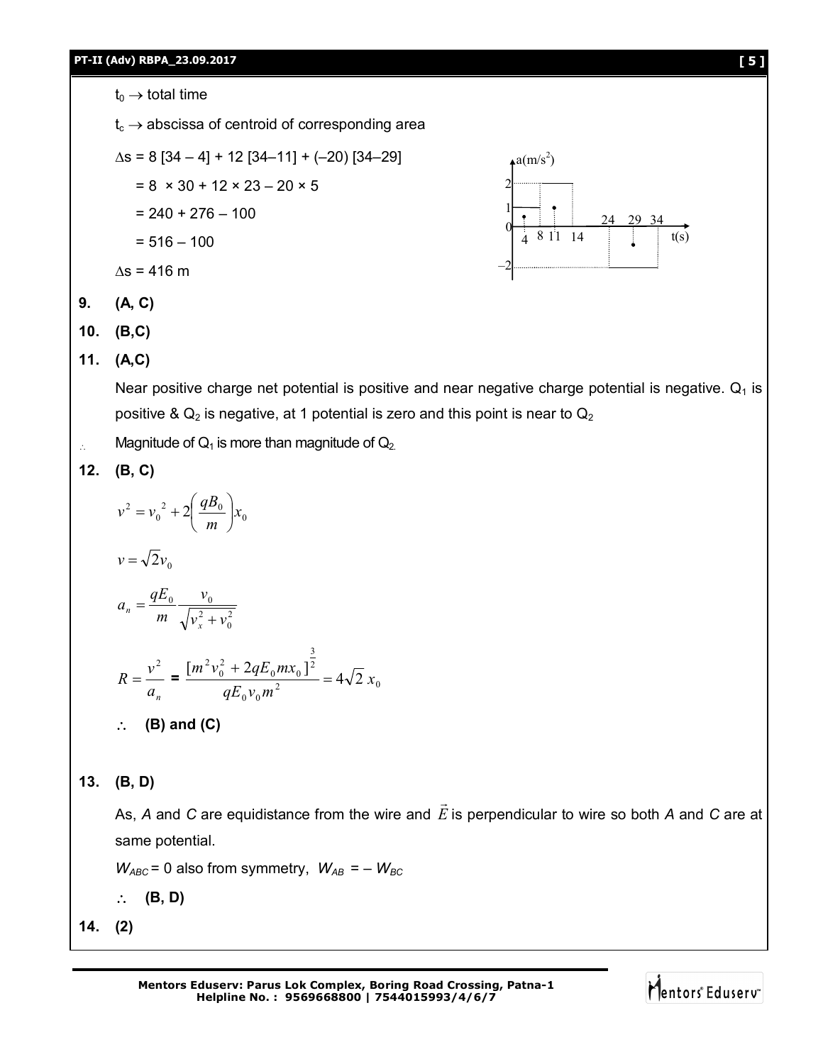$t_0 \rightarrow$ total time

$t_c \rightarrow$ abscissa of centroid of corresponding area

$\Delta s = 8\,[34 - 4] + 12\,[34 - 11] + (-20)\,[34 - 29]$

$= 8 \times 30 + 12 \times 23 - 20 \times 5$

$= 240 + 276 - 100$

$= 516 - 100$

$\Delta s = 416$ m

**9. (A, C)**

**10. (B,C)**

**11. (A,C)**

Near positive charge net potential is positive and near negative charge potential is negative. $Q_1$ is positive & $Q_2$ is negative, at 1 potential is zero and this point is near to $Q_2$

$\therefore$ Magnitude of $Q_1$ is more than magnitude of $Q_2$.

**12. (B, C)**

$$v^2 = {v_0}^2 + 2\left(\frac{qB_0}{m}\right)x_0$$

$$v = \sqrt{2}v_0$$

$$a_n = \frac{qE_0}{m}\frac{v_0}{\sqrt{v_x^2 + v_0^2}}$$

$$R = \frac{v^2}{a_n} = \frac{[m^2v_0^2 + 2qE_0mx_0]^{\frac{3}{2}}}{qE_0v_0m^2} = 4\sqrt{2}\,x_0$$

$\therefore$ **(B) and (C)**

**13. (B, D)**

As, *A* and *C* are equidistance from the wire and $\vec{E}$ is perpendicular to wire so both *A* and *C* are at same potential.

$W_{ABC} = 0$ also from symmetry, $W_{AB} = -W_{BC}$

$\therefore$ **(B, D)**

**14. (2)**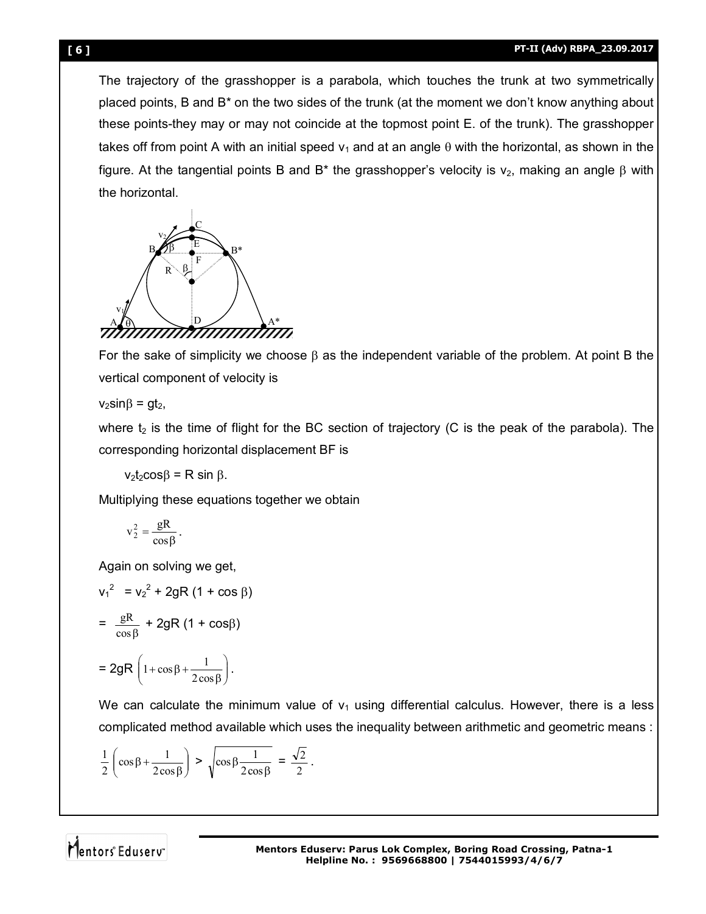The trajectory of the grasshopper is a parabola, which touches the trunk at two symmetrically placed points, B and B* on the two sides of the trunk (at the moment we don't know anything about these points-they may or may not coincide at the topmost point E. of the trunk). The grasshopper takes off from point A with an initial speed $v_1$ and at an angle $\theta$ with the horizontal, as shown in the figure. At the tangential points B and B* the grasshopper's velocity is $v_2$, making an angle $\beta$ with the horizontal.

For the sake of simplicity we choose $\beta$ as the independent variable of the problem. At point B the vertical component of velocity is

$v_2 \sin\beta = g t_2$,

where $t_2$ is the time of flight for the BC section of trajectory (C is the peak of the parabola). The corresponding horizontal displacement BF is

$v_2 t_2 \cos\beta = R \sin \beta$.

Multiplying these equations together we obtain

$$v_2^2 = \frac{gR}{\cos\beta}.$$

Again on solving we get,

$v_1^2 = v_2^2 + 2gR\,(1 + \cos \beta)$

$= \dfrac{gR}{\cos\beta} + 2gR\,(1 + \cos\beta)$

$= 2gR \left(1 + \cos\beta + \dfrac{1}{2\cos\beta}\right).$

We can calculate the minimum value of $v_1$ using differential calculus. However, there is a less complicated method available which uses the inequality between arithmetic and geometric means :

$$\frac{1}{2}\left(\cos\beta + \frac{1}{2\cos\beta}\right) > \sqrt{\cos\beta \frac{1}{2\cos\beta}} = \frac{\sqrt{2}}{2}.$$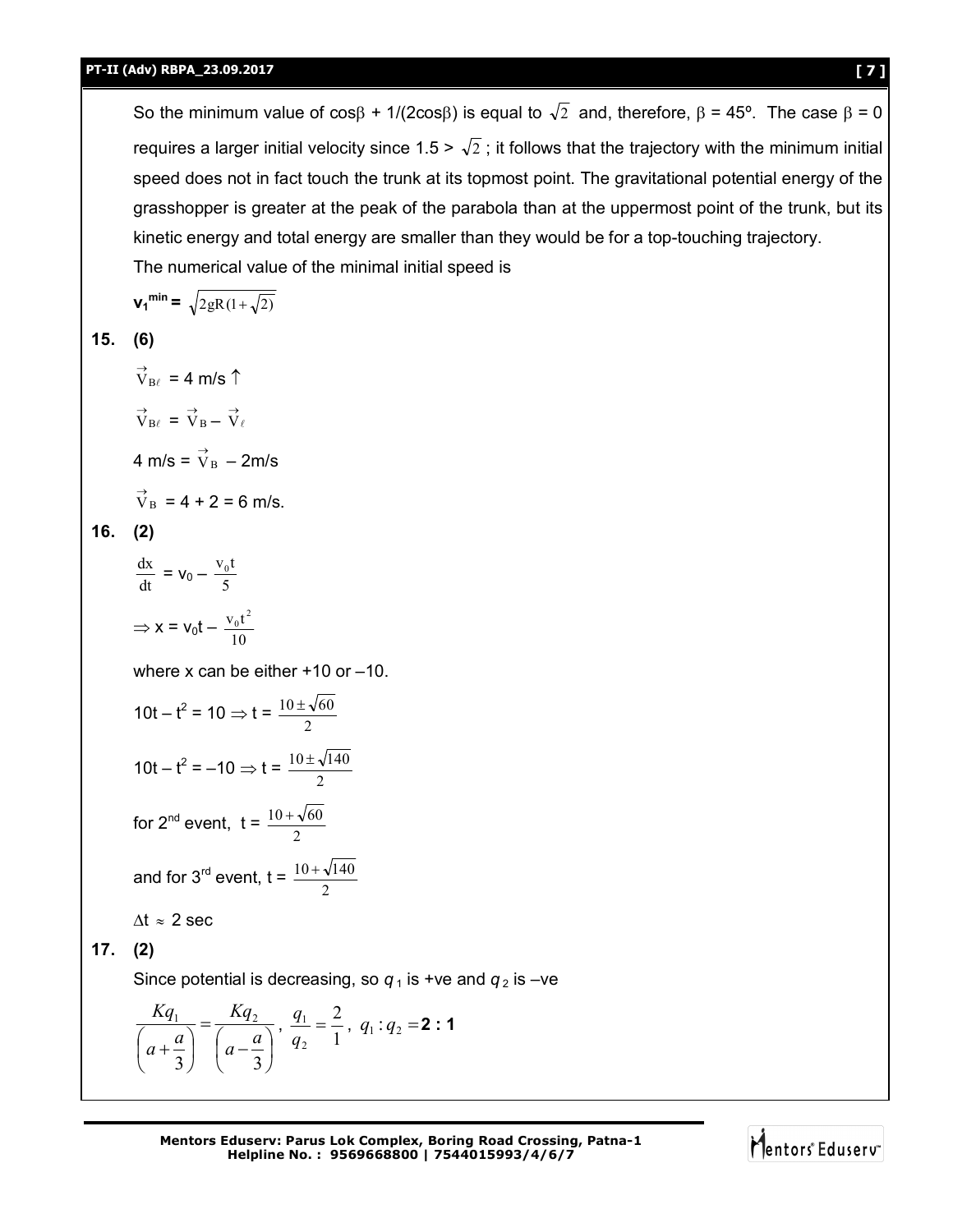So the minimum value of cosβ + 1/(2cosβ) is equal to $\sqrt{2}$ and, therefore, β = 45°. The case β = 0 requires a larger initial velocity since 1.5 > $\sqrt{2}$ ; it follows that the trajectory with the minimum initial speed does not in fact touch the trunk at its topmost point. The gravitational potential energy of the grasshopper is greater at the peak of the parabola than at the uppermost point of the trunk, but its kinetic energy and total energy are smaller than they would be for a top-touching trajectory.

The numerical value of the minimal initial speed is

$$\mathbf{v_1^{min}} = \sqrt{2gR(1+\sqrt{2})}$$

**15. (6)**

$\vec{V}_{B\ell}$ = 4 m/s ↑

$\vec{V}_{B\ell} = \vec{V}_B - \vec{V}_\ell$

4 m/s = $\vec{V}_B$ – 2m/s

$\vec{V}_B$ = 4 + 2 = 6 m/s.

**16. (2)**

$$\frac{dx}{dt} = v_0 - \frac{v_0 t}{5}$$

$$\Rightarrow x = v_0 t - \frac{v_0 t^2}{10}$$

where x can be either +10 or –10.

$10t - t^2 = 10 \Rightarrow t = \frac{10 \pm \sqrt{60}}{2}$

$10t - t^2 = -10 \Rightarrow t = \frac{10 \pm \sqrt{140}}{2}$

for 2nd event, $t = \frac{10 + \sqrt{60}}{2}$

and for 3rd event, $t = \frac{10 + \sqrt{140}}{2}$

$\Delta t \approx 2$ sec

**17. (2)**

Since potential is decreasing, so $q_1$ is +ve and $q_2$ is –ve

$$\frac{Kq_1}{\left(a+\frac{a}{3}\right)} = \frac{Kq_2}{\left(a-\frac{a}{3}\right)}, \ \frac{q_1}{q_2} = \frac{2}{1}, \ q_1 : q_2 = \mathbf{2 : 1}$$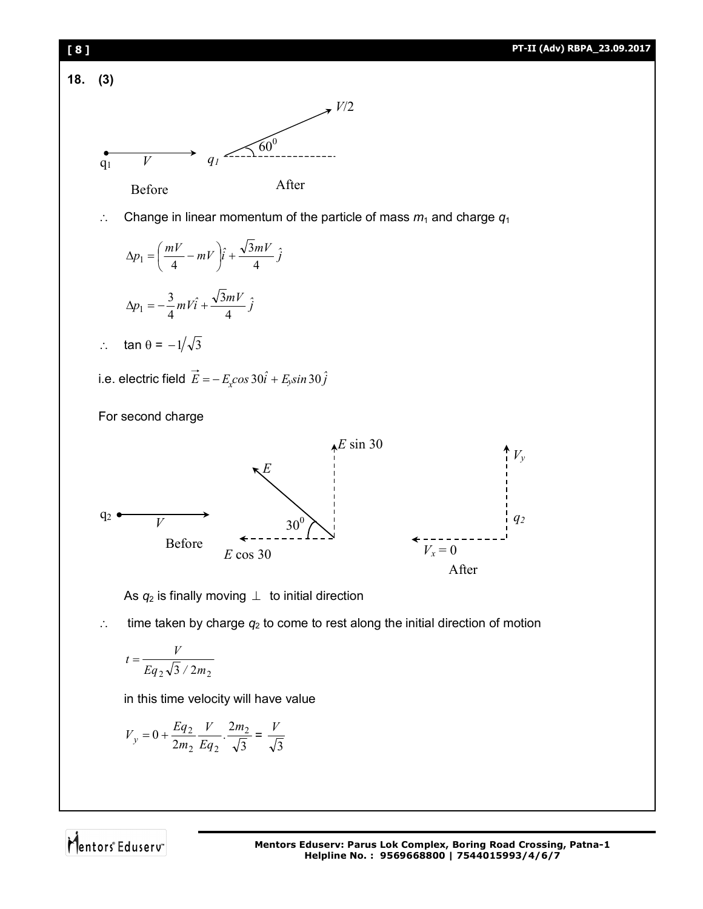**18. (3)**

Before: $q_1$ moving with velocity $V$. After: $q_1$ moving with velocity $V/2$ at $60^0$.

$\therefore$ Change in linear momentum of the particle of mass $m_1$ and charge $q_1$

$$\Delta p_1 = \left(\frac{mV}{4} - mV\right)\hat{i} + \frac{\sqrt{3}mV}{4}\hat{j}$$

$$\Delta p_1 = -\frac{3}{4}mV\hat{i} + \frac{\sqrt{3}mV}{4}\hat{j}$$

$\therefore$ $\tan\theta = -1/\sqrt{3}$

i.e. electric field $\vec{E} = -E_x cos\,30\hat{i} + E_y sin\,30\hat{j}$

For second charge

Before: $q_2$ moving with velocity $V$. Field $E$ at $30^0$ with components $E\cos 30$ and $E\sin 30$. After: $V_x = 0$, $V_y$.

As $q_2$ is finally moving $\perp$ to initial direction

$\therefore$ time taken by charge $q_2$ to come to rest along the initial direction of motion

$$t = \frac{V}{Eq_2\sqrt{3}/2m_2}$$

in this time velocity will have value

$$V_y = 0 + \frac{Eq_2}{2m_2}\frac{V}{Eq_2}\cdot\frac{2m_2}{\sqrt{3}} = \frac{V}{\sqrt{3}}$$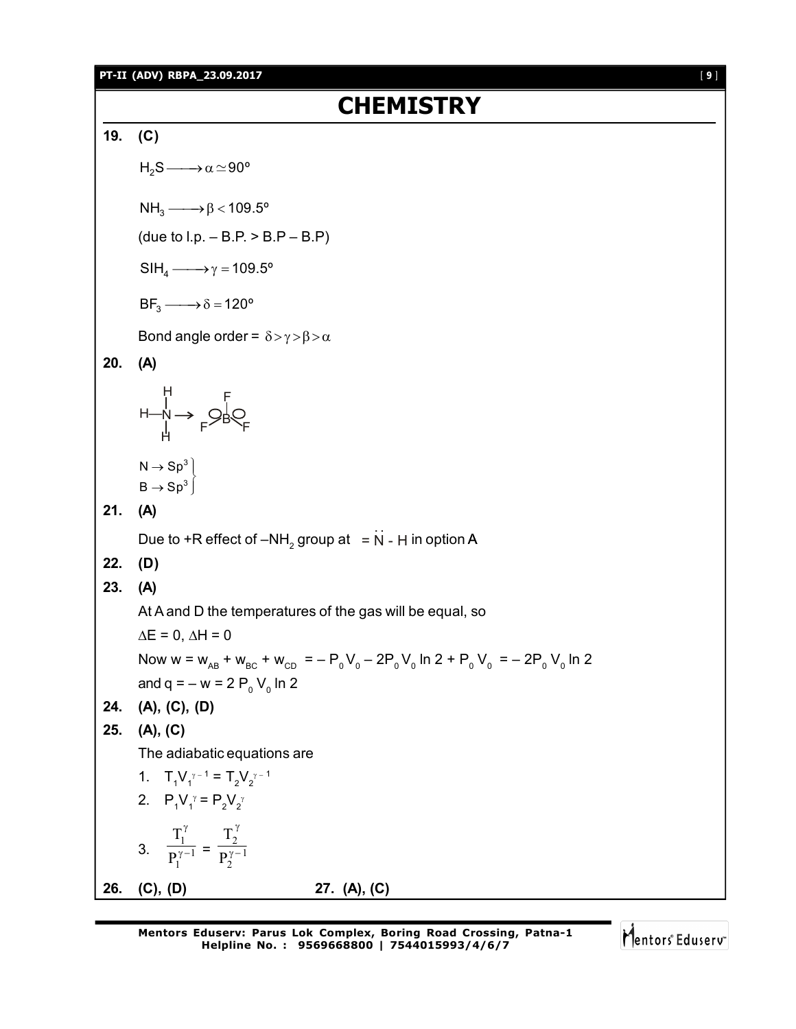# CHEMISTRY

**19. (C)**

$H_2S \longrightarrow \alpha \simeq 90^o$

$NH_3 \longrightarrow \beta < 109.5^o$

(due to l.p. – B.P. > B.P – B.P)

$SIH_4 \longrightarrow \gamma = 109.5^o$

$BF_3 \longrightarrow \delta = 120^o$

Bond angle order = $\delta > \gamma > \beta > \alpha$

**20. (A)**

$H_3N \rightarrow BF_3$

$\left.\begin{array}{l} N \rightarrow Sp^3 \\ B \rightarrow Sp^3 \end{array}\right\}$

**21. (A)**

Due to +R effect of $-NH_2$ group at $=\ddot{N}-H$ in option A

**22. (D)**

**23. (A)**

At A and D the temperatures of the gas will be equal, so

$\Delta E = 0$, $\Delta H = 0$

Now $w = w_{AB} + w_{BC} + w_{CD} = -P_0V_0 - 2P_0V_0 \ln 2 + P_0V_0 = -2P_0V_0 \ln 2$

and $q = -w = 2P_0V_0 \ln 2$

**24. (A), (C), (D)**

**25. (A), (C)**

The adiabatic equations are

1. $T_1V_1^{\gamma-1} = T_2V_2^{\gamma-1}$
2. $P_1V_1^{\gamma} = P_2V_2^{\gamma}$
3. $\dfrac{T_1^{\gamma}}{P_1^{\gamma-1}} = \dfrac{T_2^{\gamma}}{P_2^{\gamma-1}}$

**26. (C), (D)** **27. (A), (C)**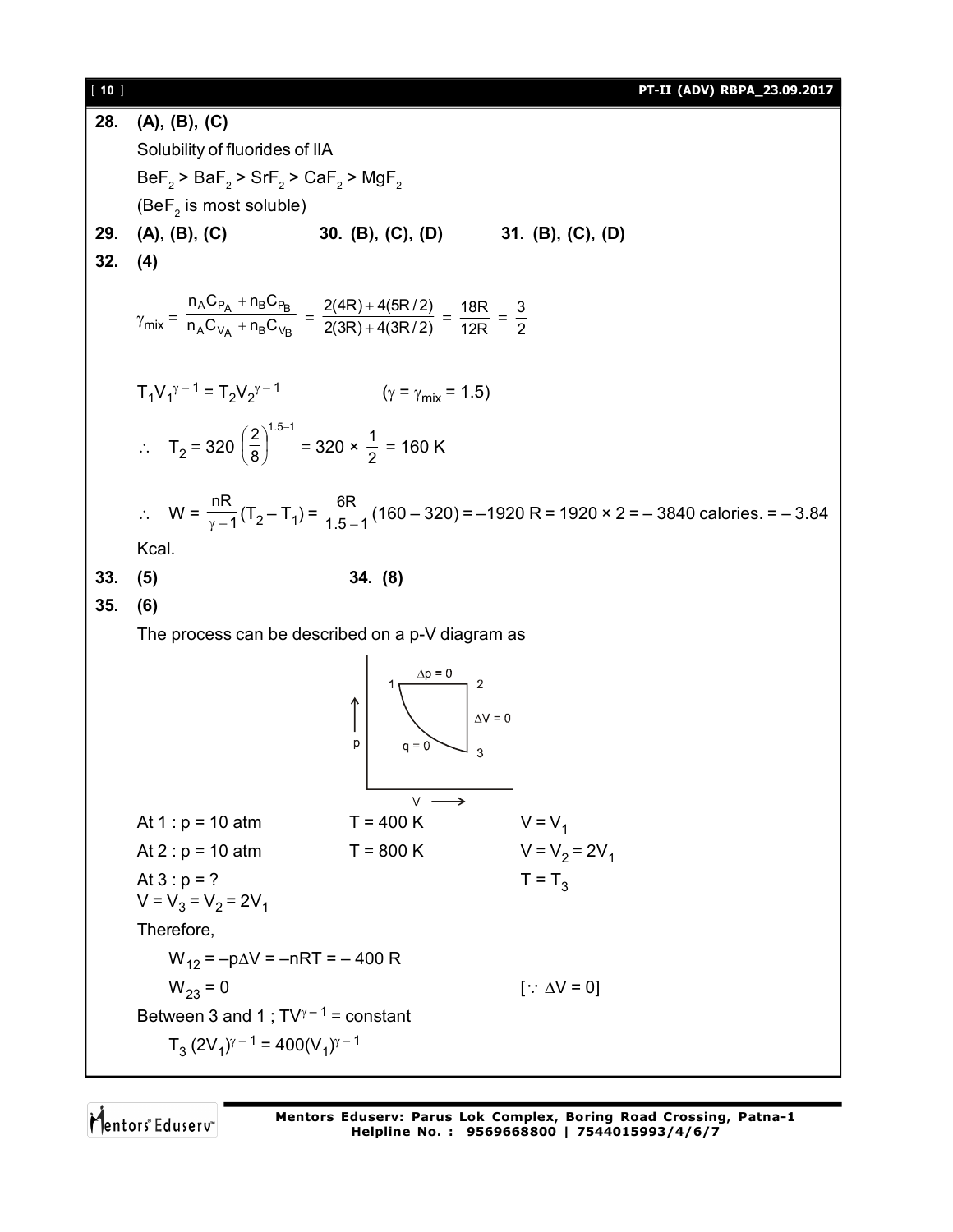**28. (A), (B), (C)**

Solubility of fluorides of IIA

$BeF_2 > BaF_2 > SrF_2 > CaF_2 > MgF_2$

($BeF_2$ is most soluble)

**29. (A), (B), (C)** **30. (B), (C), (D)** **31. (B), (C), (D)**

**32. (4)**

$$\gamma_{mix} = \frac{n_A C_{P_A} + n_B C_{P_B}}{n_A C_{V_A} + n_B C_{V_B}} = \frac{2(4R) + 4(5R/2)}{2(3R) + 4(3R/2)} = \frac{18R}{12R} = \frac{3}{2}$$

$$T_1 V_1^{\gamma - 1} = T_2 V_2^{\gamma - 1} \qquad (\gamma = \gamma_{mix} = 1.5)$$

$$\therefore \quad T_2 = 320\left(\frac{2}{8}\right)^{1.5-1} = 320 \times \frac{1}{2} = 160 \text{ K}$$

$$\therefore \quad W = \frac{nR}{\gamma - 1}(T_2 - T_1) = \frac{6R}{1.5-1}(160 - 320) = -1920\,R = 1920 \times 2 = -3840 \text{ calories.} = -3.84 \text{ Kcal.}$$

**33. (5)** **34. (8)**

**35. (6)**

The process can be described on a p-V diagram as

(p-V diagram: 1 → 2 with $\Delta p = 0$; 2 → 3 with $\Delta V = 0$; 3 → 1 with $q = 0$)

At 1 : p = 10 atm $\quad$ T = 400 K $\quad$ $V = V_1$

At 2 : p = 10 atm $\quad$ T = 800 K $\quad$ $V = V_2 = 2V_1$

At 3 : p = ? $\quad$ $T = T_3$ $\quad$ $V = V_3 = V_2 = 2V_1$

Therefore,

$$W_{12} = -p\Delta V = -nRT = -400\,R$$

$$W_{23} = 0 \qquad [\because \Delta V = 0]$$

Between 3 and 1 ; $TV^{\gamma - 1}$ = constant

$$T_3 (2V_1)^{\gamma - 1} = 400(V_1)^{\gamma - 1}$$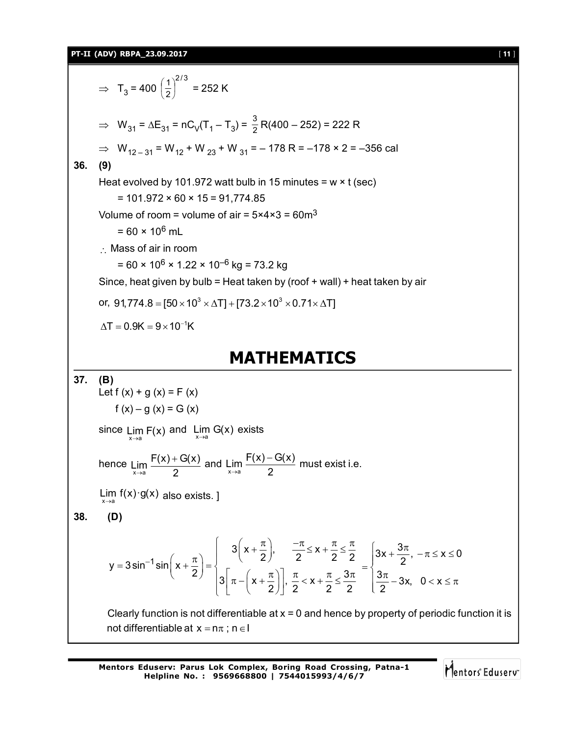$\Rightarrow$ $T_3 = 400\left(\frac{1}{2}\right)^{2/3} = 252$ K

$\Rightarrow$ $W_{31} = \Delta E_{31} = nC_V(T_1 - T_3) = \frac{3}{2}R(400 - 252) = 222$ R

$\Rightarrow$ $W_{12-31} = W_{12} + W_{23} + W_{31} = -178\text{ R} = -178 \times 2 = -356$ cal

**36. (9)**

Heat evolved by 101.972 watt bulb in 15 minutes = w × t (sec)

= 101.972 × 60 × 15 = 91,774.85

Volume of room = volume of air = 5×4×3 = 60m$^3$

= 60 × 10$^6$ mL

$\therefore$ Mass of air in room

= 60 × 10$^6$ × 1.22 × 10$^{-6}$ kg = 73.2 kg

Since, heat given by bulb = Heat taken by (roof + wall) + heat taken by air

or, $91{,}774.8 = [50 \times 10^3 \times \Delta T] + [73.2 \times 10^3 \times 0.71 \times \Delta T]$

$\Delta T = 0.9\text{K} = 9 \times 10^{-1}\text{K}$

# MATHEMATICS

**37. (B)**

Let f (x) + g (x) = F (x)

f (x) – g (x) = G (x)

since $\lim\limits_{x \to a} F(x)$ and $\lim\limits_{x \to a} G(x)$ exists

hence $\lim\limits_{x \to a} \frac{F(x) + G(x)}{2}$ and $\lim\limits_{x \to a} \frac{F(x) - G(x)}{2}$ must exist i.e.

$\lim\limits_{x \to a} f(x) \cdot g(x)$ also exists. ]

**38. (D)**

$$y = 3\sin^{-1}\sin\left(x + \frac{\pi}{2}\right) = \begin{cases} 3\left(x + \frac{\pi}{2}\right), & \frac{-\pi}{2} \le x + \frac{\pi}{2} \le \frac{\pi}{2} \\ 3\left[\pi - \left(x + \frac{\pi}{2}\right)\right], & \frac{\pi}{2} < x + \frac{\pi}{2} \le \frac{3\pi}{2} \end{cases} = \begin{cases} 3x + \frac{3\pi}{2}, & -\pi \le x \le 0 \\ \frac{3\pi}{2} - 3x, & 0 < x \le \pi \end{cases}$$

Clearly function is not differentiable at x = 0 and hence by property of periodic function it is not differentiable at $x = n\pi$ ; $n \in I$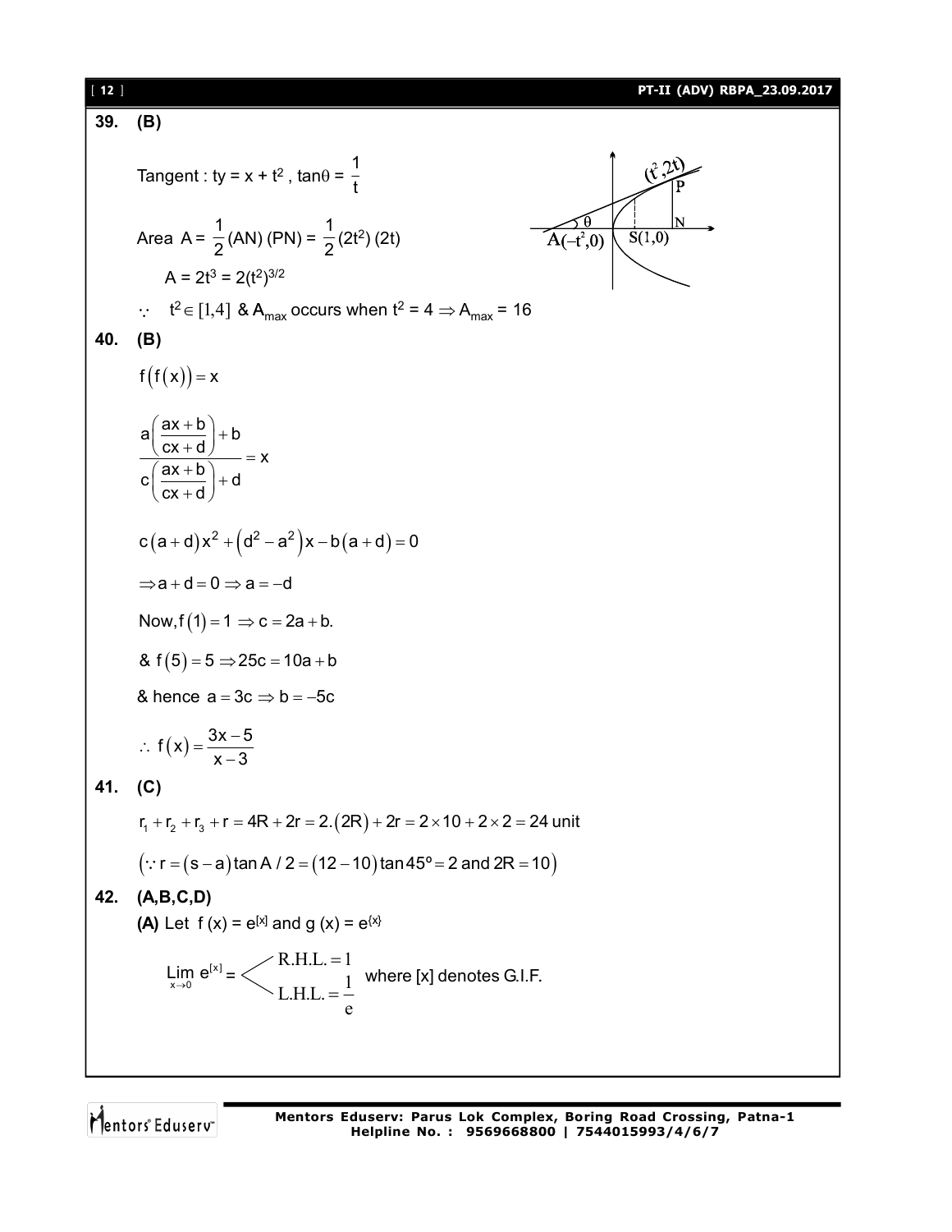**39. (B)**

Tangent : $ty = x + t^2$ , $\tan\theta = \frac{1}{t}$

Area $A = \frac{1}{2}(AN)(PN) = \frac{1}{2}(2t^2)(2t)$

$A = 2t^3 = 2(t^2)^{3/2}$

$\because \; t^2 \in [1,4]$ & $A_{max}$ occurs when $t^2 = 4 \Rightarrow A_{max} = 16$

**40. (B)**

$f(f(x)) = x$

$$\frac{a\left(\frac{ax+b}{cx+d}\right)+b}{c\left(\frac{ax+b}{cx+d}\right)+d} = x$$

$c(a+d)x^2 + (d^2 - a^2)x - b(a+d) = 0$

$\Rightarrow a + d = 0 \Rightarrow a = -d$

Now, $f(1) = 1 \Rightarrow c = 2a + b.$

& $f(5) = 5 \Rightarrow 25c = 10a + b$

& hence $a = 3c \Rightarrow b = -5c$

$\therefore \; f(x) = \frac{3x-5}{x-3}$

**41. (C)**

$r_1 + r_2 + r_3 + r = 4R + 2r = 2.(2R) + 2r = 2 \times 10 + 2 \times 2 = 24$ unit

$(\because r = (s-a)\tan A/2 = (12-10)\tan 45^\circ = 2$ and $2R = 10)$

**42. (A,B,C,D)**

**(A)** Let $f(x) = e^{[x]}$ and $g(x) = e^{\{x\}}$

$$\lim_{x \to 0} e^{[x]} = \begin{cases} \text{R.H.L.} = 1 \\ \text{L.H.L.} = \frac{1}{e} \end{cases}$$ where $[x]$ denotes G.I.F.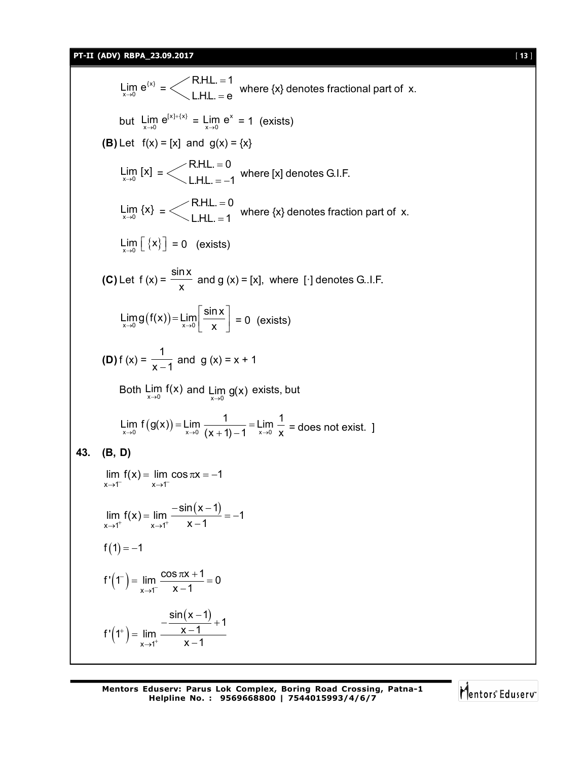$$\underset{x\to 0}{\text{Lim}}\, e^{\{x\}} = \begin{cases} \text{R.H.L.} = 1 \\ \text{L.H.L.} = e \end{cases}$$ where {x} denotes fractional part of x.

but $\underset{x\to 0}{\text{Lim}}\, e^{[x]+\{x\}} = \underset{x\to 0}{\text{Lim}}\, e^{x} = 1$ (exists)

**(B)** Let f(x) = [x] and g(x) = {x}

$$\underset{x\to 0}{\text{Lim}}\, [x] = \begin{cases} \text{R.H.L.} = 0 \\ \text{L.H.L.} = -1 \end{cases}$$ where [x] denotes G.I.F.

$$\underset{x\to 0}{\text{Lim}}\, \{x\} = \begin{cases} \text{R.H.L.} = 0 \\ \text{L.H.L.} = 1 \end{cases}$$ where {x} denotes fraction part of x.

$\underset{x\to 0}{\text{Lim}}\left[\{x\}\right] = 0$ (exists)

**(C)** Let f (x) = $\dfrac{\sin x}{x}$ and g (x) = [x], where [·] denotes G..I.F.

$\underset{x\to 0}{\text{Lim}}\, g(f(x)) = \underset{x\to 0}{\text{Lim}}\left[\dfrac{\sin x}{x}\right] = 0$ (exists)

**(D)** f (x) = $\dfrac{1}{x-1}$ and g (x) = x + 1

Both $\underset{x\to 0}{\text{Lim}}\, f(x)$ and $\underset{x\to 0}{\text{Lim}}\, g(x)$ exists, but

$\underset{x\to 0}{\text{Lim}}\, f(g(x)) = \underset{x\to 0}{\text{Lim}}\, \dfrac{1}{(x+1)-1} = \underset{x\to 0}{\text{Lim}}\, \dfrac{1}{x}$ = does not exist. ]

**43. (B, D)**

$$\lim_{x\to 1^-} f(x) = \lim_{x\to 1^-} \cos \pi x = -1$$

$$\lim_{x\to 1^+} f(x) = \lim_{x\to 1^+} \frac{-\sin(x-1)}{x-1} = -1$$

$$f(1) = -1$$

$$f'(1^-) = \lim_{x\to 1^-} \frac{\cos \pi x + 1}{x-1} = 0$$

$$f'(1^+) = \lim_{x\to 1^+} \frac{-\dfrac{\sin(x-1)}{x-1} + 1}{x-1}$$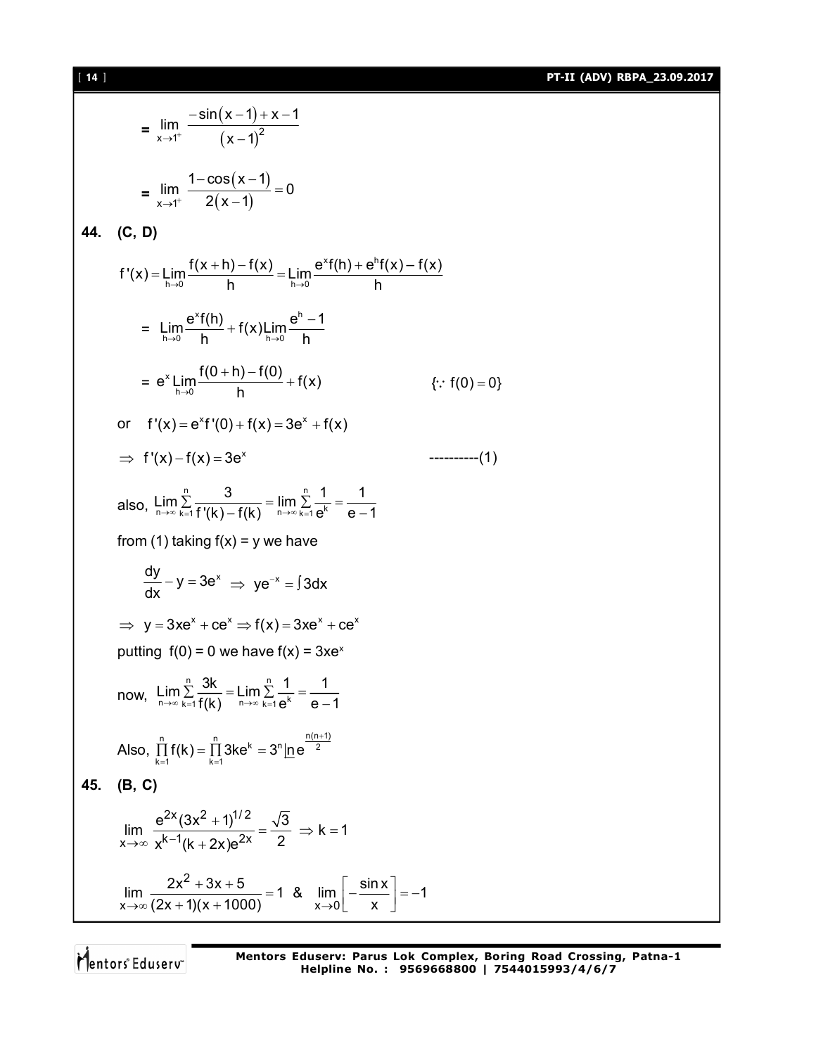$$= \lim_{x\to 1^+} \frac{-\sin(x-1)+x-1}{(x-1)^2}$$

$$= \lim_{x\to 1^+} \frac{1-\cos(x-1)}{2(x-1)} = 0$$

**44. (C, D)**

$$f'(x) = \lim_{h\to 0}\frac{f(x+h)-f(x)}{h} = \lim_{h\to 0}\frac{e^x f(h) + e^h f(x) - f(x)}{h}$$

$$= \lim_{h\to 0}\frac{e^x f(h)}{h} + f(x)\lim_{h\to 0}\frac{e^h-1}{h}$$

$$= e^x \lim_{h\to 0}\frac{f(0+h)-f(0)}{h} + f(x) \qquad \{\because f(0)=0\}$$

or $\quad f'(x) = e^x f'(0) + f(x) = 3e^x + f(x)$

$$\Rightarrow f'(x) - f(x) = 3e^x \qquad \text{----------(1)}$$

also, $\displaystyle \lim_{n\to\infty}\sum_{k=1}^{n}\frac{3}{f'(k)-f(k)} = \lim_{n\to\infty}\sum_{k=1}^{n}\frac{1}{e^k} = \frac{1}{e-1}$

from (1) taking f(x) = y we have

$$\frac{dy}{dx} - y = 3e^x \;\Rightarrow\; ye^{-x} = \int 3dx$$

$$\Rightarrow\; y = 3xe^x + ce^x \Rightarrow f(x) = 3xe^x + ce^x$$

putting f(0) = 0 we have $f(x) = 3xe^x$

now, $\displaystyle \lim_{n\to\infty}\sum_{k=1}^{n}\frac{3k}{f(k)} = \lim_{n\to\infty}\sum_{k=1}^{n}\frac{1}{e^k} = \frac{1}{e-1}$

Also, $\displaystyle \prod_{k=1}^{n} f(k) = \prod_{k=1}^{n} 3ke^k = 3^n \underline{|n}\, e^{\frac{n(n+1)}{2}}$

**45. (B, C)**

$$\lim_{x\to\infty}\frac{e^{2x}(3x^2+1)^{1/2}}{x^{k-1}(k+2x)e^{2x}} = \frac{\sqrt{3}}{2} \Rightarrow k = 1$$

$$\lim_{x\to\infty}\frac{2x^2+3x+5}{(2x+1)(x+1000)} = 1 \;\;\&\;\; \lim_{x\to 0}\left[-\frac{\sin x}{x}\right] = -1$$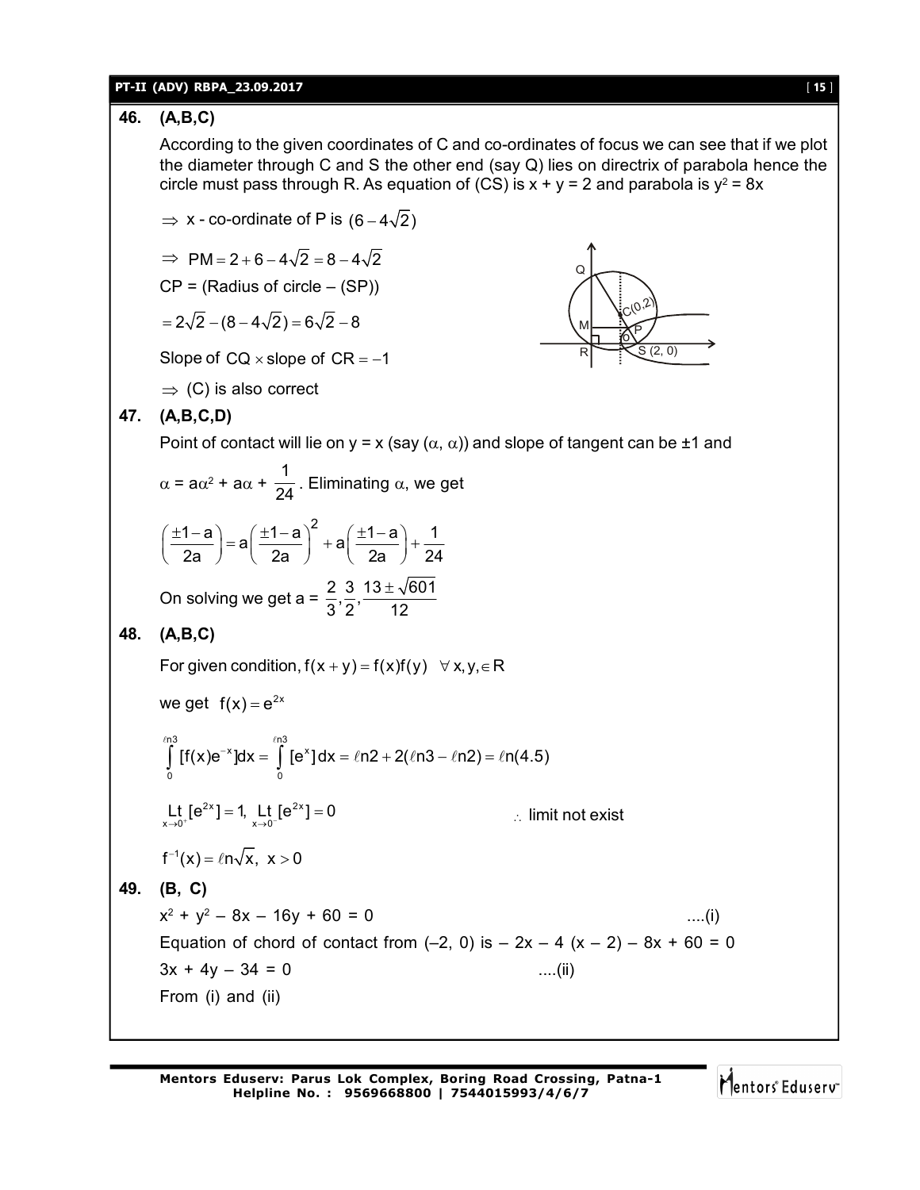**46. (A,B,C)**

According to the given coordinates of C and co-ordinates of focus we can see that if we plot the diameter through C and S the other end (say Q) lies on directrix of parabola hence the circle must pass through R. As equation of (CS) is x + y = 2 and parabola is $y^2 = 8x$

$\Rightarrow$ x - co-ordinate of P is $(6 - 4\sqrt{2})$

$\Rightarrow$ $PM = 2 + 6 - 4\sqrt{2} = 8 - 4\sqrt{2}$

CP = (Radius of circle – (SP))

$= 2\sqrt{2} - (8 - 4\sqrt{2}) = 6\sqrt{2} - 8$

Slope of $CQ \times$ slope of $CR = -1$

$\Rightarrow$ (C) is also correct

**47. (A,B,C,D)**

Point of contact will lie on y = x (say $(\alpha, \alpha)$) and slope of tangent can be ±1 and

$\alpha = a\alpha^2 + a\alpha + \frac{1}{24}$. Eliminating $\alpha$, we get

$$\left(\frac{\pm 1 - a}{2a}\right) = a\left(\frac{\pm 1 - a}{2a}\right)^2 + a\left(\frac{\pm 1 - a}{2a}\right) + \frac{1}{24}$$

On solving we get a = $\frac{2}{3}, \frac{3}{2}, \frac{13 \pm \sqrt{601}}{12}$

**48. (A,B,C)**

For given condition, $f(x+y) = f(x)f(y) \quad \forall x, y, \in R$

we get $f(x) = e^{2x}$

$$\int_0^{\ell n3} [f(x)e^{-x}]dx = \int_0^{\ell n3} [e^x]\,dx = \ell n2 + 2(\ell n3 - \ell n2) = \ell n(4.5)$$

$\underset{x \to 0^+}{\text{Lt}} [e^{2x}] = 1, \ \underset{x \to 0^-}{\text{Lt}} [e^{2x}] = 0 \qquad \therefore$ limit not exist

$f^{-1}(x) = \ell n\sqrt{x}, \ x > 0$

**49. (B, C)**

$x^2 + y^2 - 8x - 16y + 60 = 0$ ....(i)

Equation of chord of contact from (–2, 0) is $-2x - 4(x - 2) - 8x + 60 = 0$

$3x + 4y - 34 = 0$ ....(ii)

From (i) and (ii)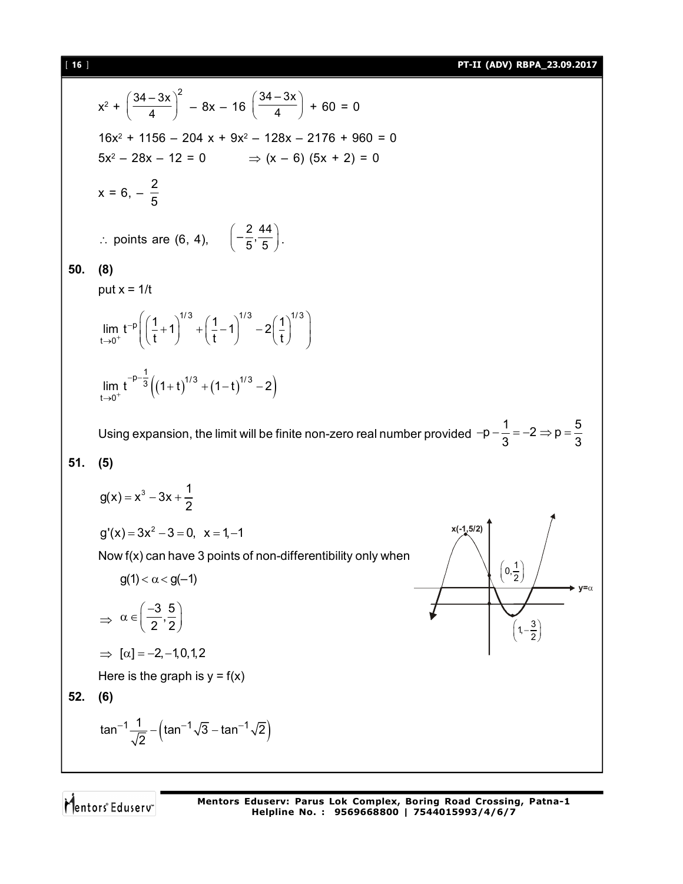$$x^2 + \left(\frac{34-3x}{4}\right)^2 - 8x - 16\left(\frac{34-3x}{4}\right) + 60 = 0$$

$$16x^2 + 1156 - 204x + 9x^2 - 128x - 2176 + 960 = 0$$

$$5x^2 - 28x - 12 = 0 \qquad \Rightarrow (x-6)(5x+2) = 0$$

$$x = 6, -\frac{2}{5}$$

$\therefore$ points are $(6, 4)$, $\left(-\frac{2}{5}, \frac{44}{5}\right)$.

**50. (8)**

put $x = 1/t$

$$\lim_{t\to 0^+} t^{-p}\left(\left(\frac{1}{t}+1\right)^{1/3} + \left(\frac{1}{t}-1\right)^{1/3} - 2\left(\frac{1}{t}\right)^{1/3}\right)$$

$$\lim_{t\to 0^+} t^{-p-\frac{1}{3}}\left((1+t)^{1/3} + (1-t)^{1/3} - 2\right)$$

Using expansion, the limit will be finite non-zero real number provided $-p-\frac{1}{3} = -2 \Rightarrow p = \frac{5}{3}$

**51. (5)**

$$g(x) = x^3 - 3x + \frac{1}{2}$$

$$g'(x) = 3x^2 - 3 = 0, \quad x = 1, -1$$

Now f(x) can have 3 points of non-differentiability only when

$$g(1) < \alpha < g(-1)$$

$$\Rightarrow \alpha \in \left(\frac{-3}{2}, \frac{5}{2}\right)$$

$$\Rightarrow [\alpha] = -2, -1, 0, 1, 2$$

Here is the graph is $y = f(x)$

(Graph labels: $x(-1, 5/2)$, $\left(0, \frac{1}{2}\right)$, $\left(1, -\frac{3}{2}\right)$, $y = \alpha$)

**52. (6)**

$$\tan^{-1}\frac{1}{\sqrt{2}} - \left(\tan^{-1}\sqrt{3} - \tan^{-1}\sqrt{2}\right)$$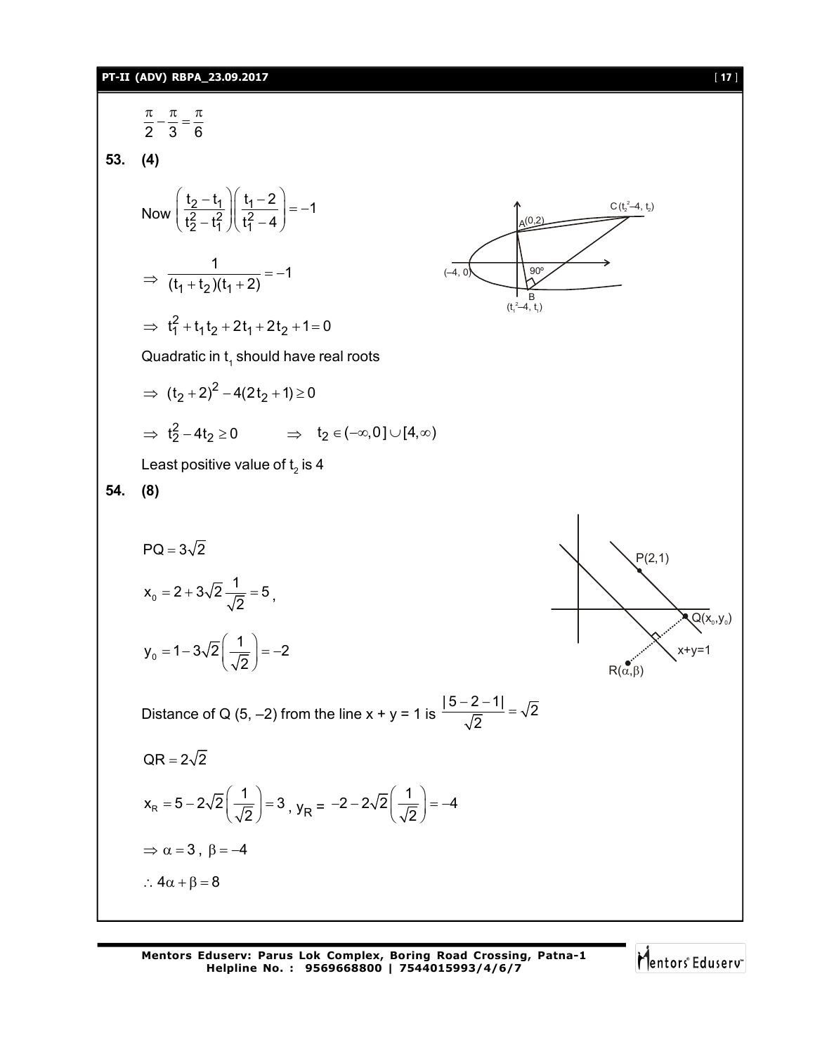$$\frac{\pi}{2}-\frac{\pi}{3}=\frac{\pi}{6}$$

**53. (4)**

Now $\left(\frac{t_2-t_1}{t_2^2-t_1^2}\right)\left(\frac{t_1-2}{t_1^2-4}\right)=-1$

C $(t_2^2-4, t_2)$

A(0,2)

(–4, 0)

90°

B

$(t_1^2-4, t_1)$

$\Rightarrow \frac{1}{(t_1+t_2)(t_1+2)}=-1$

$\Rightarrow t_1^2+t_1t_2+2t_1+2t_2+1=0$

Quadratic in $t_1$ should have real roots

$\Rightarrow (t_2+2)^2-4(2t_2+1)\geq 0$

$\Rightarrow t_2^2-4t_2\geq 0 \qquad \Rightarrow t_2\in(-\infty,0]\cup[4,\infty)$

Least positive value of $t_2$ is 4

**54. (8)**

P(2,1)

$Q(x_0,y_0)$

x+y=1

$R(\alpha,\beta)$

$PQ=3\sqrt{2}$

$x_0=2+3\sqrt{2}\frac{1}{\sqrt{2}}=5$,

$y_0=1-3\sqrt{2}\left(\frac{1}{\sqrt{2}}\right)=-2$

Distance of Q (5, –2) from the line x + y = 1 is $\frac{|5-2-1|}{\sqrt{2}}=\sqrt{2}$

$QR=2\sqrt{2}$

$x_R=5-2\sqrt{2}\left(\frac{1}{\sqrt{2}}\right)=3$, $y_R=-2-2\sqrt{2}\left(\frac{1}{\sqrt{2}}\right)=-4$

$\Rightarrow \alpha=3,\ \beta=-4$

$\therefore 4\alpha+\beta=8$